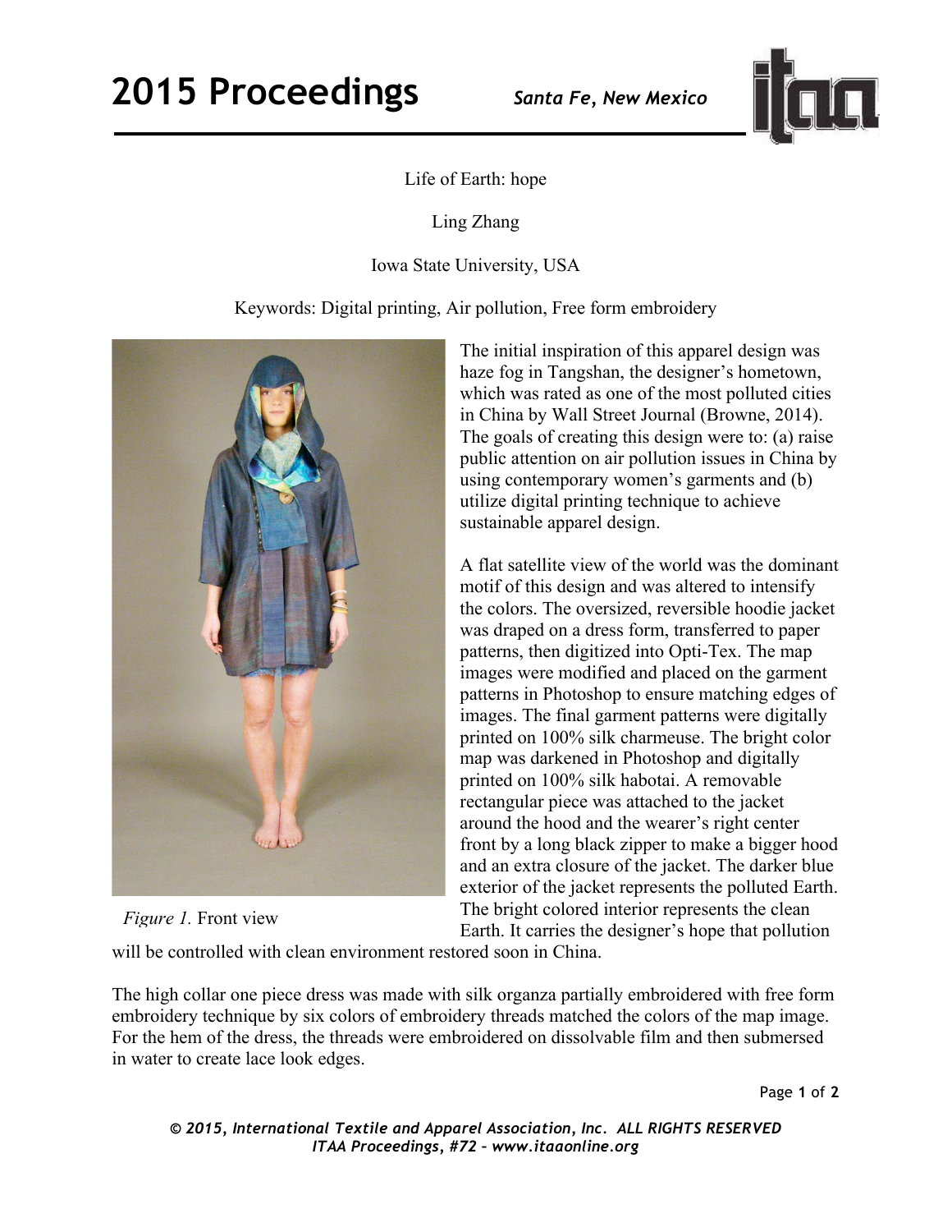# Life of Earth: hope

Ling Zhang

Iowa State University, USA

Keywords: Digital printing, Air pollution, Free form embroidery

*Figure 1.* Front view

The initial inspiration of this apparel design was haze fog in Tangshan, the designer's hometown, which was rated as one of the most polluted cities in China by Wall Street Journal (Browne, 2014). The goals of creating this design were to: (a) raise public attention on air pollution issues in China by using contemporary women's garments and (b) utilize digital printing technique to achieve sustainable apparel design.

A flat satellite view of the world was the dominant motif of this design and was altered to intensify the colors. The oversized, reversible hoodie jacket was draped on a dress form, transferred to paper patterns, then digitized into Opti-Tex. The map images were modified and placed on the garment patterns in Photoshop to ensure matching edges of images. The final garment patterns were digitally printed on 100% silk charmeuse. The bright color map was darkened in Photoshop and digitally printed on 100% silk habotai. A removable rectangular piece was attached to the jacket around the hood and the wearer's right center front by a long black zipper to make a bigger hood and an extra closure of the jacket. The darker blue exterior of the jacket represents the polluted Earth. The bright colored interior represents the clean Earth. It carries the designer's hope that pollution will be controlled with clean environment restored soon in China.

The high collar one piece dress was made with silk organza partially embroidered with free form embroidery technique by six colors of embroidery threads matched the colors of the map image. For the hem of the dress, the threads were embroidered on dissolvable film and then submersed in water to create lace look edges.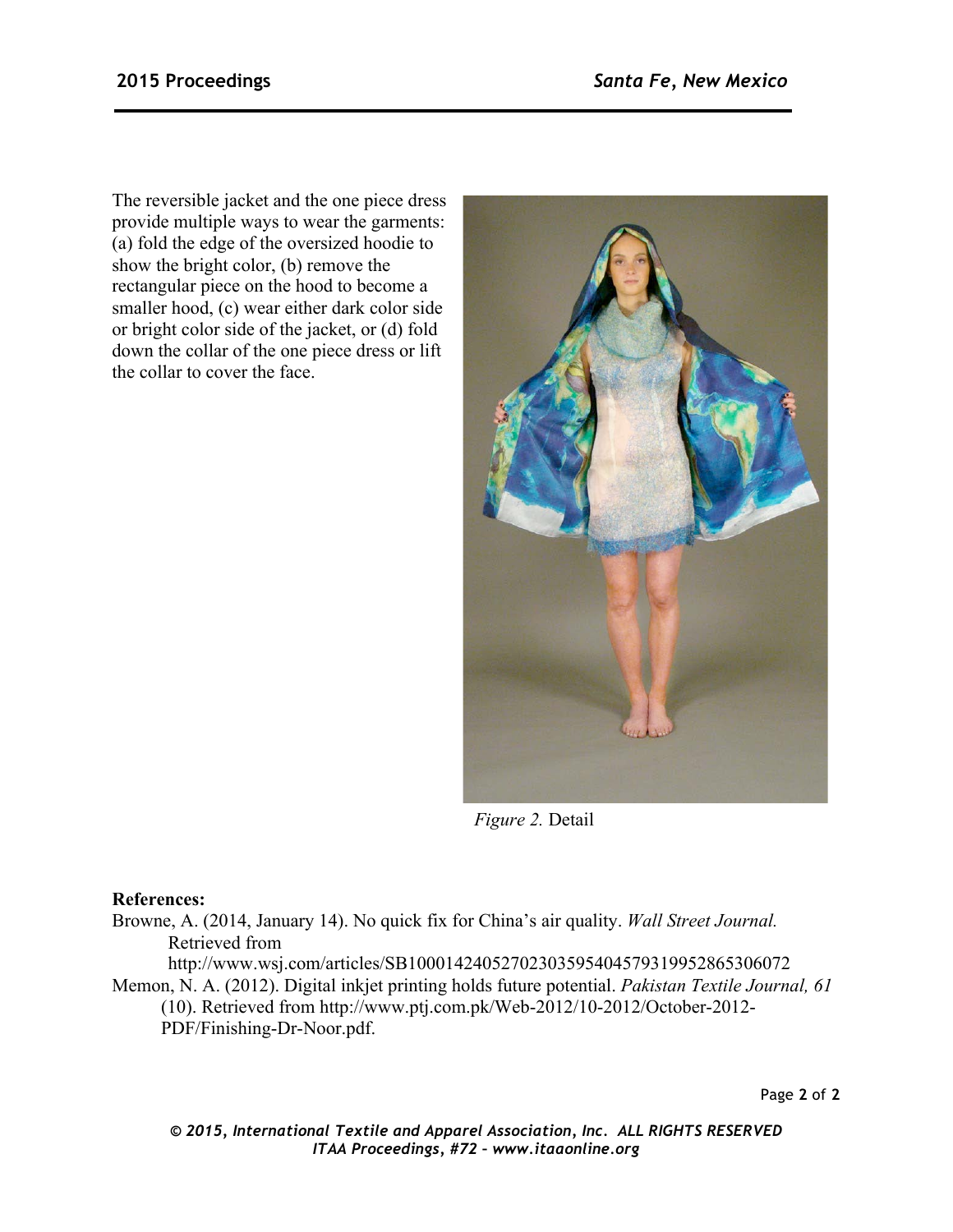The reversible jacket and the one piece dress provide multiple ways to wear the garments: (a) fold the edge of the oversized hoodie to show the bright color, (b) remove the rectangular piece on the hood to become a smaller hood, (c) wear either dark color side or bright color side of the jacket, or (d) fold down the collar of the one piece dress or lift the collar to cover the face.

*Figure 2.* Detail

**References:**

Browne, A. (2014, January 14). No quick fix for China's air quality. *Wall Street Journal.* Retrieved from http://www.wsj.com/articles/SB10001424052702303595404579319952865306072

Memon, N. A. (2012). Digital inkjet printing holds future potential. *Pakistan Textile Journal, 61* (10). Retrieved from http://www.ptj.com.pk/Web-2012/10-2012/October-2012-PDF/Finishing-Dr-Noor.pdf.